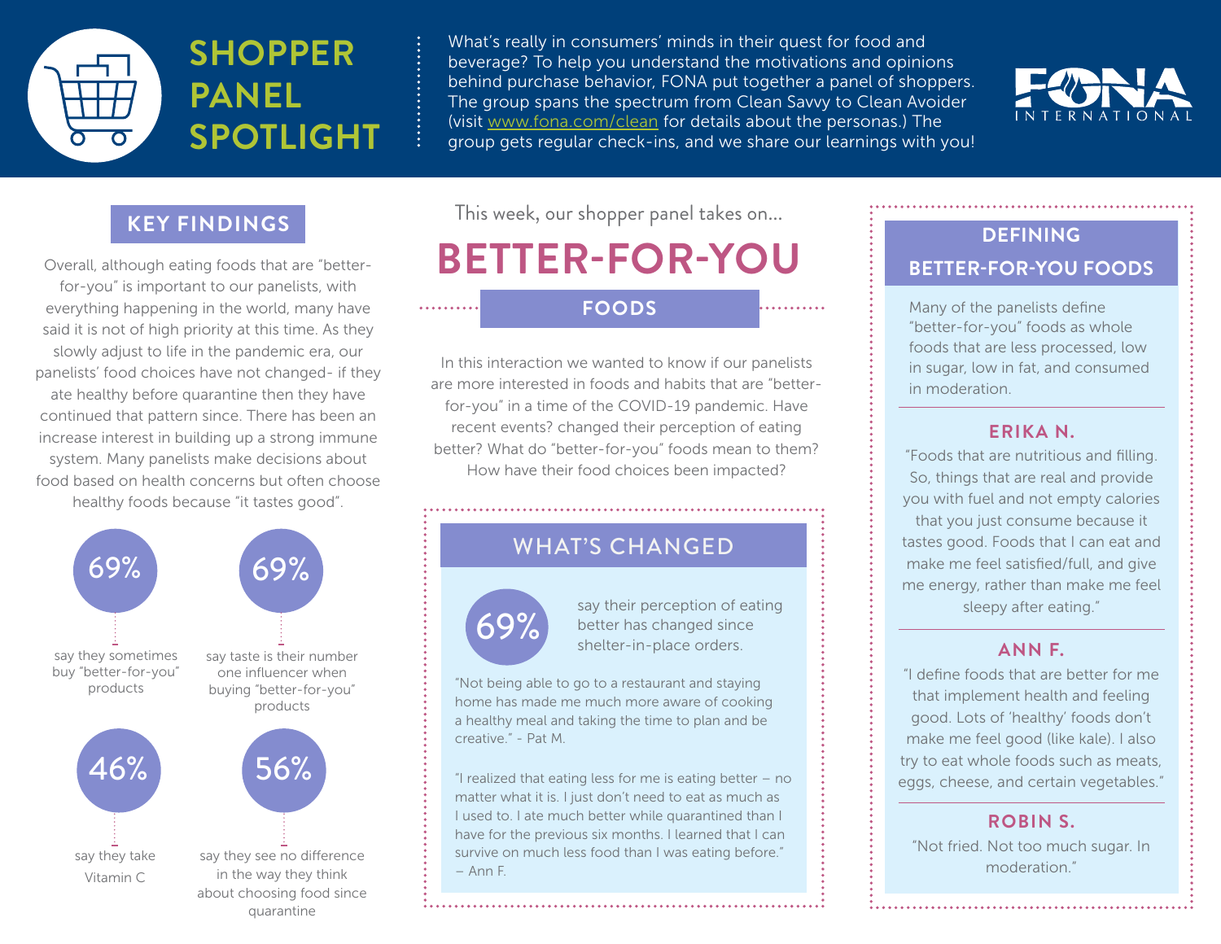# SHOPPER PANEL SPOTLIGHT

What's really in consumers' minds in their quest for food and beverage? To help you understand the motivations and opinions behind purchase behavior, FONA put together a panel of shoppers. The group spans the spectrum from Clean Savvy to Clean Avoider (visit www.fona.com/clean for details about the personas.) The group gets regular check-ins, and we share our learnings with you!

FONA INTERNATIONAL

## KEY FINDINGS

Overall, although eating foods that are "better-for-you" is important to our panelists, with everything happening in the world, many have said it is not of high priority at this time. As they slowly adjust to life in the pandemic era, our panelists' food choices have not changed- if they ate healthy before quarantine then they have continued that pattern since. There has been an increase interest in building up a strong immune system. Many panelists make decisions about food based on health concerns but often choose healthy foods because "it tastes good".

**69%** say they sometimes buy "better-for-you" products

**69%** say taste is their number one influencer when buying "better-for-you" products

**46%** say they take Vitamin C

**56%** say they see no difference in the way they think about choosing food since quarantine

This week, our shopper panel takes on...

# BETTER-FOR-YOU FOODS

In this interaction we wanted to know if our panelists are more interested in foods and habits that are "better-for-you" in a time of the COVID-19 pandemic. Have recent events? changed their perception of eating better? What do "better-for-you" foods mean to them? How have their food choices been impacted?

## WHAT'S CHANGED

**69%** say their perception of eating better has changed since shelter-in-place orders.

"Not being able to go to a restaurant and staying home has made me much more aware of cooking a healthy meal and taking the time to plan and be creative." - Pat M.

"I realized that eating less for me is eating better – no matter what it is. I just don't need to eat as much as I used to. I ate much better while quarantined than I have for the previous six months. I learned that I can survive on much less food than I was eating before." – Ann F.

## DEFINING BETTER-FOR-YOU FOODS

Many of the panelists define "better-for-you" foods as whole foods that are less processed, low in sugar, low in fat, and consumed in moderation.

### ERIKA N.

"Foods that are nutritious and filling. So, things that are real and provide you with fuel and not empty calories that you just consume because it tastes good. Foods that I can eat and make me feel satisfied/full, and give me energy, rather than make me feel sleepy after eating."

### ANN F.

"I define foods that are better for me that implement health and feeling good. Lots of 'healthy' foods don't make me feel good (like kale). I also try to eat whole foods such as meats, eggs, cheese, and certain vegetables."

### ROBIN S.

"Not fried. Not too much sugar. In moderation."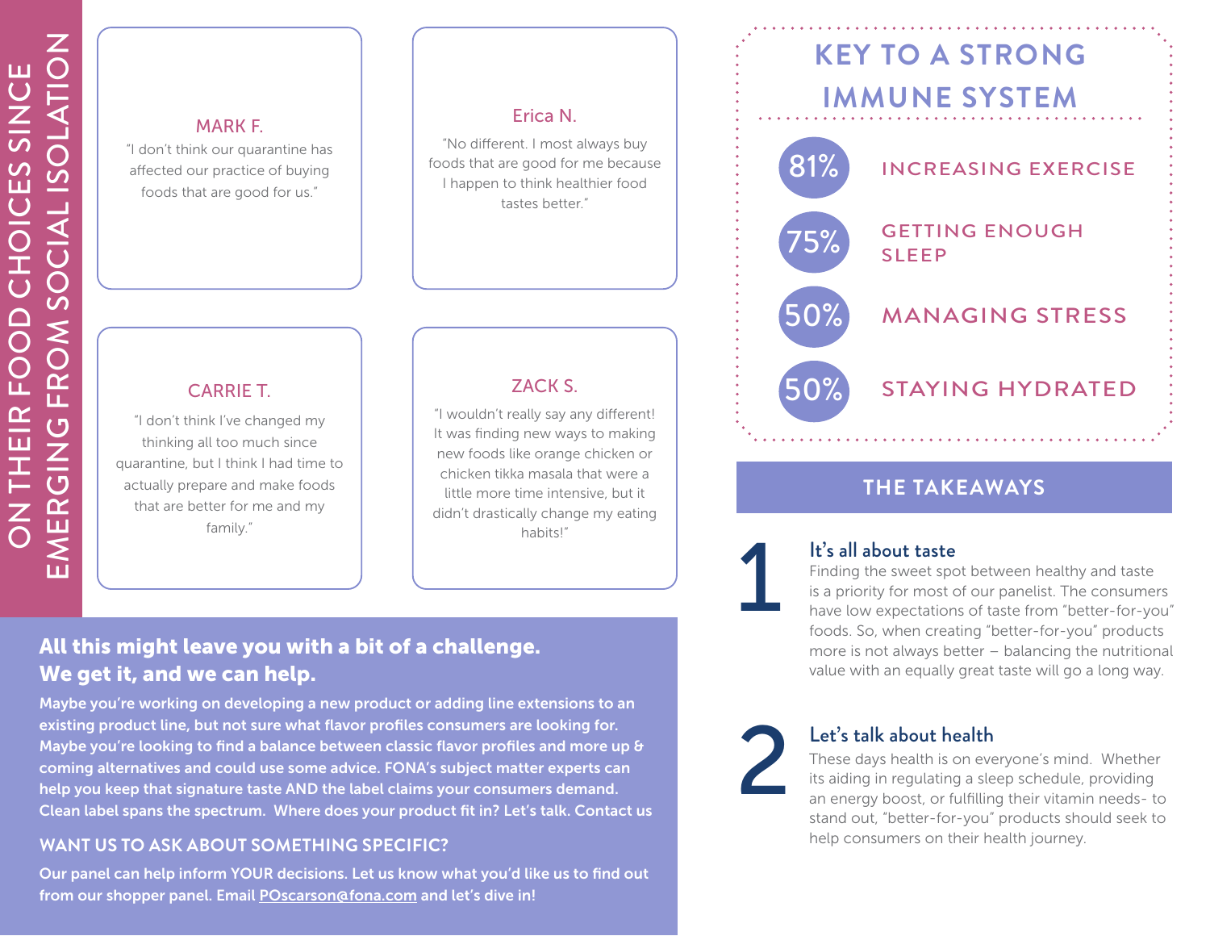# ON THEIR FOOD CHOICES SINCE EMERGING FROM SOCIAL ISOLATION

**MARK F.**

"I don't think our quarantine has affected our practice of buying foods that are good for us."

**Erica N.**

"No different. I most always buy foods that are good for me because I happen to think healthier food tastes better."

**CARRIE T.**

"I don't think I've changed my thinking all too much since quarantine, but I think I had time to actually prepare and make foods that are better for me and my family."

**ZACK S.**

"I wouldn't really say any different! It was finding new ways to making new foods like orange chicken or chicken tikka masala that were a little more time intensive, but it didn't drastically change my eating habits!"

## KEY TO A STRONG IMMUNE SYSTEM

81% INCREASING EXERCISE

75% GETTING ENOUGH SLEEP

50% MANAGING STRESS

50% STAYING HYDRATED

## All this might leave you with a bit of a challenge. We get it, and we can help.

**Maybe you're working on developing a new product or adding line extensions to an existing product line, but not sure what flavor profiles consumers are looking for. Maybe you're looking to find a balance between classic flavor profiles and more up & coming alternatives and could use some advice. FONA's subject matter experts can help you keep that signature taste AND the label claims your consumers demand. Clean label spans the spectrum. Where does your product fit in? Let's talk. Contact us**

### WANT US TO ASK ABOUT SOMETHING SPECIFIC?

**Our panel can help inform YOUR decisions. Let us know what you'd like us to find out from our shopper panel. Email POscarson@fona.com and let's dive in!**

## THE TAKEAWAYS

**1 It's all about taste**

Finding the sweet spot between healthy and taste is a priority for most of our panelist. The consumers have low expectations of taste from "better-for-you" foods. So, when creating "better-for-you" products more is not always better – balancing the nutritional value with an equally great taste will go a long way.

**2 Let's talk about health**

These days health is on everyone's mind. Whether its aiding in regulating a sleep schedule, providing an energy boost, or fulfilling their vitamin needs- to stand out, "better-for-you" products should seek to help consumers on their health journey.